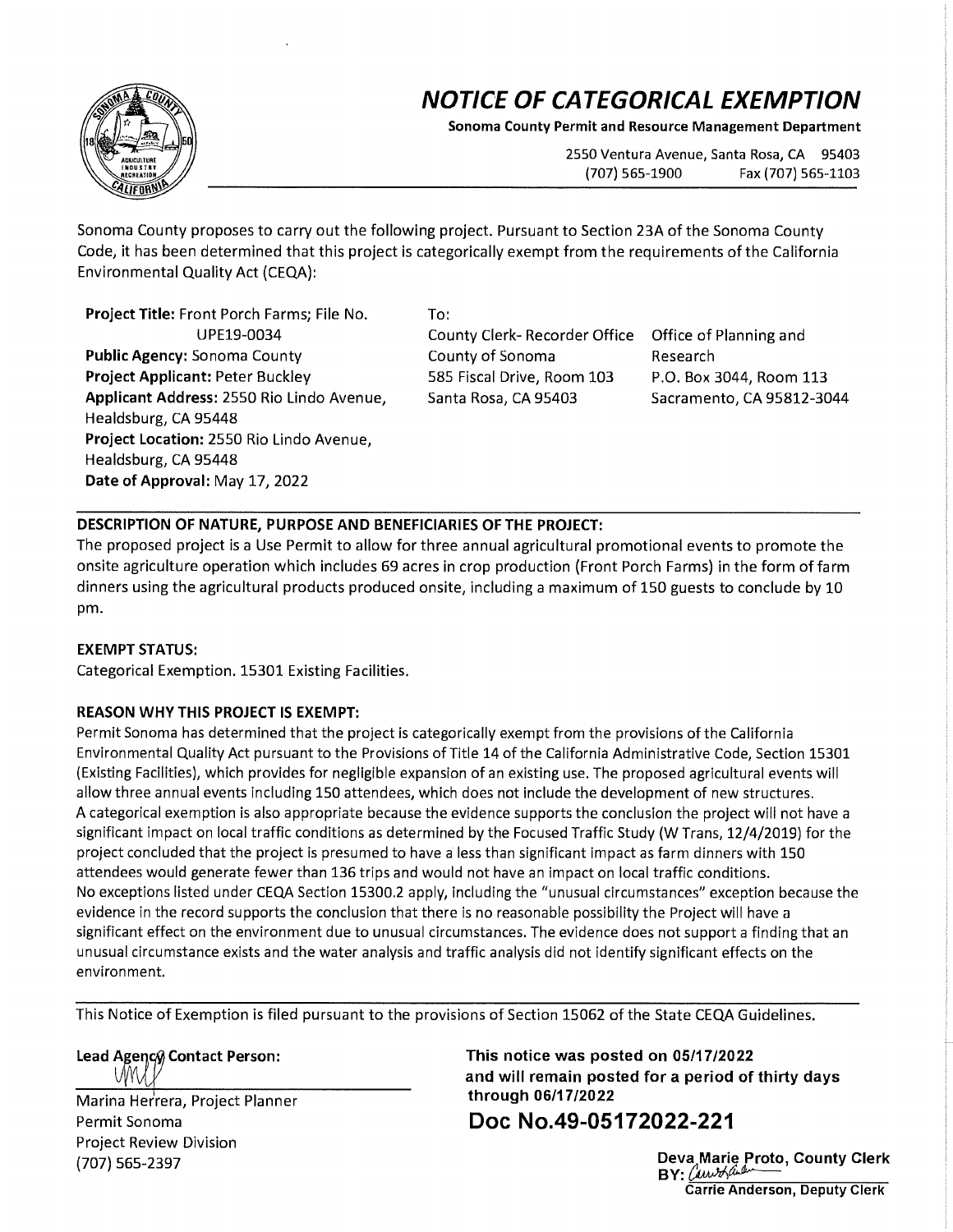# NOTICE OF CATEGORICAL EXEMPTION

**Sonoma County Permit and Resource Management Department**

2550 Ventura Avenue, Santa Rosa, CA 95403
(707) 565-1900 Fax (707) 565-1103

Sonoma County proposes to carry out the following project. Pursuant to Section 23A of the Sonoma County Code, it has been determined that this project is categorically exempt from the requirements of the California Environmental Quality Act (CEQA):

**Project Title:** Front Porch Farms; File No. UPE19-0034
**Public Agency:** Sonoma County
**Project Applicant:** Peter Buckley
**Applicant Address:** 2550 Rio Lindo Avenue, Healdsburg, CA 95448
**Project Location:** 2550 Rio Lindo Avenue, Healdsburg, CA 95448
**Date of Approval:** May 17, 2022

To:

County Clerk- Recorder Office
County of Sonoma
585 Fiscal Drive, Room 103
Santa Rosa, CA 95403

Office of Planning and Research
P.O. Box 3044, Room 113
Sacramento, CA 95812-3044

**DESCRIPTION OF NATURE, PURPOSE AND BENEFICIARIES OF THE PROJECT:**

The proposed project is a Use Permit to allow for three annual agricultural promotional events to promote the onsite agriculture operation which includes 69 acres in crop production (Front Porch Farms) in the form of farm dinners using the agricultural products produced onsite, including a maximum of 150 guests to conclude by 10 pm.

**EXEMPT STATUS:**

Categorical Exemption. 15301 Existing Facilities.

**REASON WHY THIS PROJECT IS EXEMPT:**

Permit Sonoma has determined that the project is categorically exempt from the provisions of the California Environmental Quality Act pursuant to the Provisions of Title 14 of the California Administrative Code, Section 15301 (Existing Facilities), which provides for negligible expansion of an existing use. The proposed agricultural events will allow three annual events including 150 attendees, which does not include the development of new structures.

A categorical exemption is also appropriate because the evidence supports the conclusion the project will not have a significant impact on local traffic conditions as determined by the Focused Traffic Study (W Trans, 12/4/2019) for the project concluded that the project is presumed to have a less than significant impact as farm dinners with 150 attendees would generate fewer than 136 trips and would not have an impact on local traffic conditions.

No exceptions listed under CEQA Section 15300.2 apply, including the "unusual circumstances" exception because the evidence in the record supports the conclusion that there is no reasonable possibility the Project will have a significant effect on the environment due to unusual circumstances. The evidence does not support a finding that an unusual circumstance exists and the water analysis and traffic analysis did not identify significant effects on the environment.

This Notice of Exemption is filed pursuant to the provisions of Section 15062 of the State CEQA Guidelines.

**Lead Agency Contact Person:**

Marina Herrera, Project Planner
Permit Sonoma
Project Review Division
(707) 565-2397

**This notice was posted on 05/17/2022 and will remain posted for a period of thirty days through 06/17/2022**

**Doc No.49-05172022-221**

**Deva Marie Proto, County Clerk**
**BY:**
**Carrie Anderson, Deputy Clerk**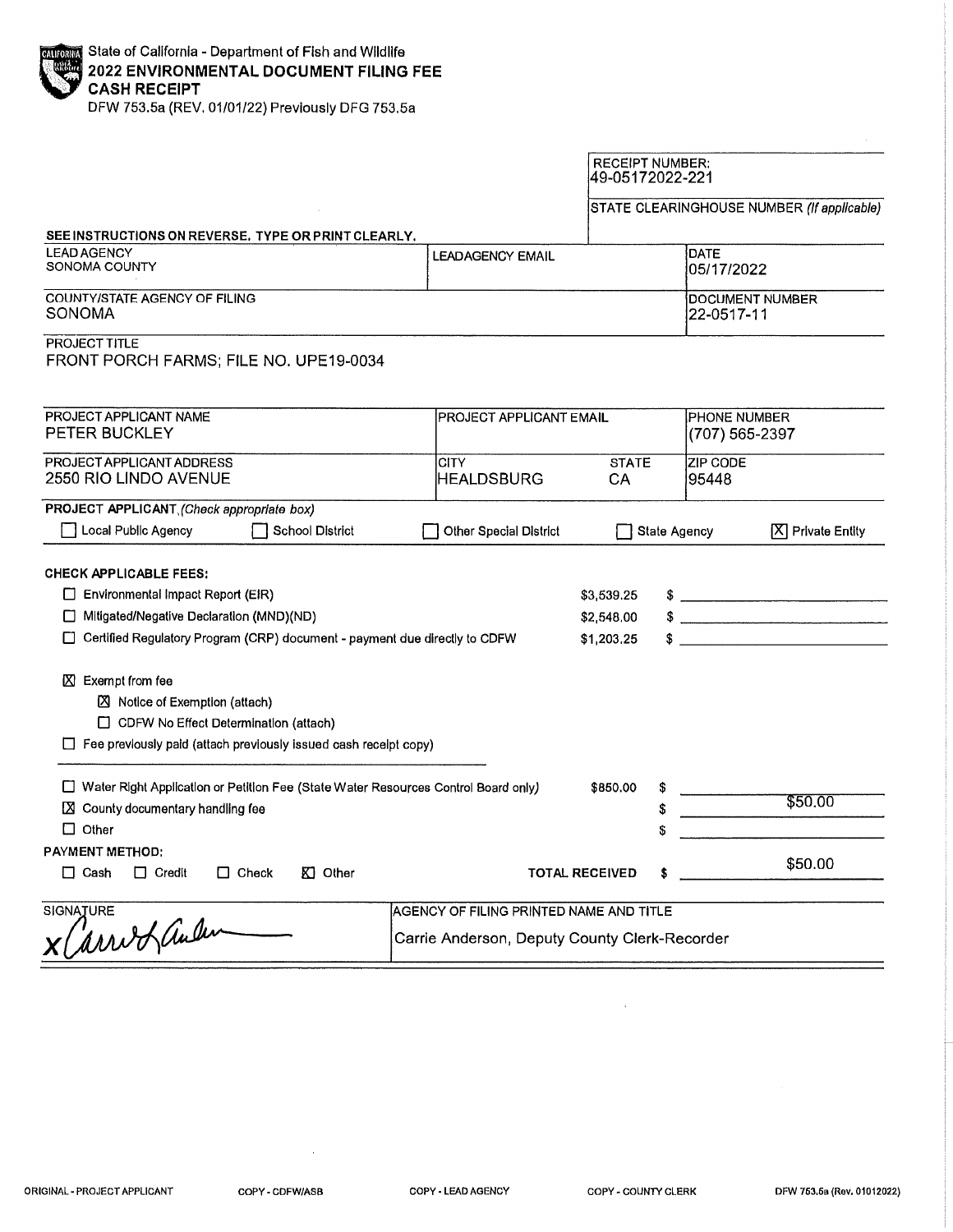State of California - Department of Fish and Wildlife

# 2022 ENVIRONMENTAL DOCUMENT FILING FEE CASH RECEIPT

DFW 753.5a (REV. 01/01/22) Previously DFG 753.5a

RECEIPT NUMBER:
49-05172022-221

STATE CLEARINGHOUSE NUMBER *(If applicable)*

**SEE INSTRUCTIONS ON REVERSE. TYPE OR PRINT CLEARLY.**

| LEAD AGENCY | LEADAGENCY EMAIL | DATE |
|---|---|---|
| SONOMA COUNTY | | 05/17/2022 |

| COUNTY/STATE AGENCY OF FILING | DOCUMENT NUMBER |
|---|---|
| SONOMA | 22-0517-11 |

PROJECT TITLE
FRONT PORCH FARMS; FILE NO. UPE19-0034

| PROJECT APPLICANT NAME | PROJECT APPLICANT EMAIL | | PHONE NUMBER |
|---|---|---|---|
| PETER BUCKLEY | | | (707) 565-2397 |
| **PROJECT APPLICANT ADDRESS** | **CITY** | **STATE** | **ZIP CODE** |
| 2550 RIO LINDO AVENUE | HEALDSBURG | CA | 95448 |

**PROJECT APPLICANT** *(Check appropriate box)*

☐ Local Public Agency ☐ School District ☐ Other Special District ☐ State Agency ☒ Private Entity

**CHECK APPLICABLE FEES:**

| | | |
|---|---|---|
| ☐ Environmental Impact Report (EIR) | $3,539.25 | $ |
| ☐ Mitigated/Negative Declaration (MND)(ND) | $2,548.00 | $ |
| ☐ Certified Regulatory Program (CRP) document - payment due directly to CDFW | $1,203.25 | $ |

☒ Exempt from fee
- ☒ Notice of Exemption (attach)
- ☐ CDFW No Effect Determination (attach)

☐ Fee previously paid (attach previously issued cash receipt copy)

| | | |
|---|---|---|
| ☐ Water Right Application or Petition Fee (State Water Resources Control Board only) | $850.00 | $ |
| ☒ County documentary handling fee | | $ $50.00 |
| ☐ Other | | $ |

**PAYMENT METHOD:**

☐ Cash ☐ Credit ☐ Check ☒ Other

**TOTAL RECEIVED** $ $50.00

| SIGNATURE | AGENCY OF FILING PRINTED NAME AND TITLE |
|---|---|
| x Carrie Anderson | Carrie Anderson, Deputy County Clerk-Recorder |

ORIGINAL - PROJECT APPLICANT COPY - CDFW/ASB COPY - LEAD AGENCY COPY - COUNTY CLERK DFW 753.5a (Rev. 01012022)